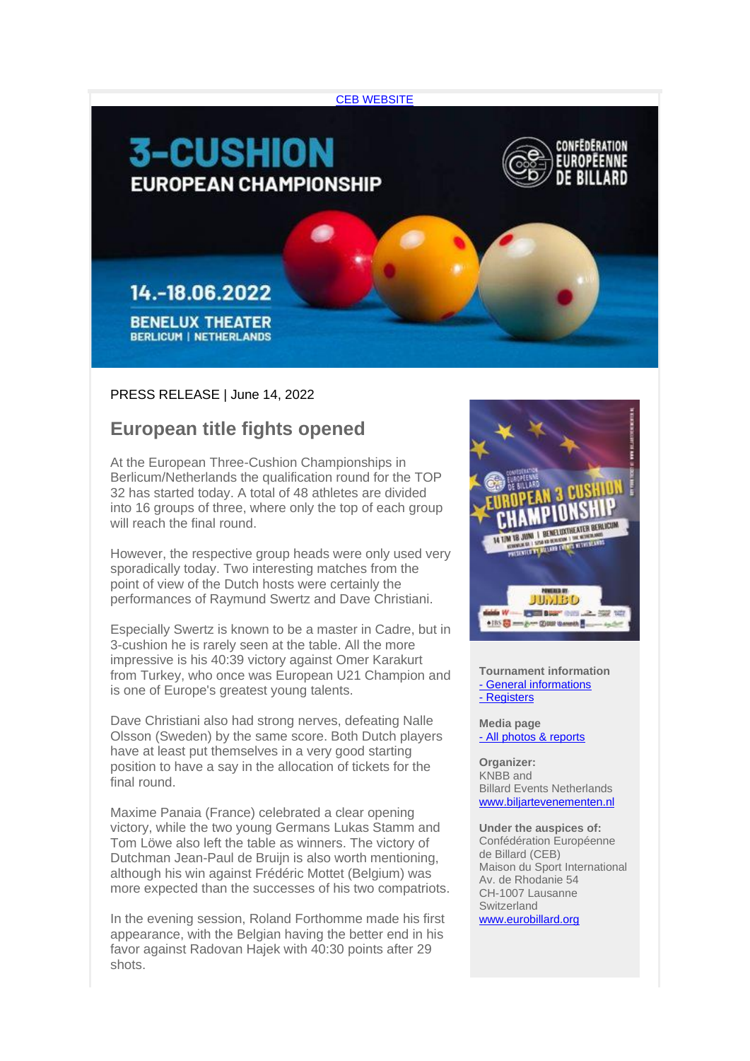CEB WEBSITE

PRESS RELEASE | June 14, 2022

## European title fights opened

At the European Three-Cushion Championships in Berlicum/Netherlands the qualification round for the TOP 32 has started today. A total of 48 athletes are divided into 16 groups of three, where only the top of each group will reach the final round.

However, the respective group heads were only used very sporadically today. Two interesting matches from the point of view of the Dutch hosts were certainly the performances of Raymund Swertz and Dave Christiani.

Especially Swertz is known to be a master in Cadre, but in 3-cushion he is rarely seen at the table. All the more impressive is his 40:39 victory against Omer Karakurt from Turkey, who once was European U21 Champion and is one of Europe's greatest young talents.

Dave Christiani also had strong nerves, defeating Nalle Olsson (Sweden) by the same score. Both Dutch players have at least put themselves in a very good starting position to have a say in the allocation of tickets for the final round.

Maxime Panaia (France) celebrated a clear opening victory, while the two young Germans Lukas Stamm and Tom Löwe also left the table as winners. The victory of Dutchman Jean-Paul de Bruijn is also worth mentioning, although his win against Frédéric Mottet (Belgium) was more expected than the successes of his two compatriots.

In the evening session, Roland Forthomme made his first appearance, with the Belgian having the better end in his favor against Radovan Hajek with 40:30 points after 29 shots.

**Tournament information**
- General informations
- Registers

**Media page**
- All photos & reports

**Organizer:**
KNBB and
Billard Events Netherlands
www.biljartevenementen.nl

**Under the auspices of:**
Confédération Européenne de Billard (CEB)
Maison du Sport International
Av. de Rhodanie 54
CH-1007 Lausanne
Switzerland
www.eurobillard.org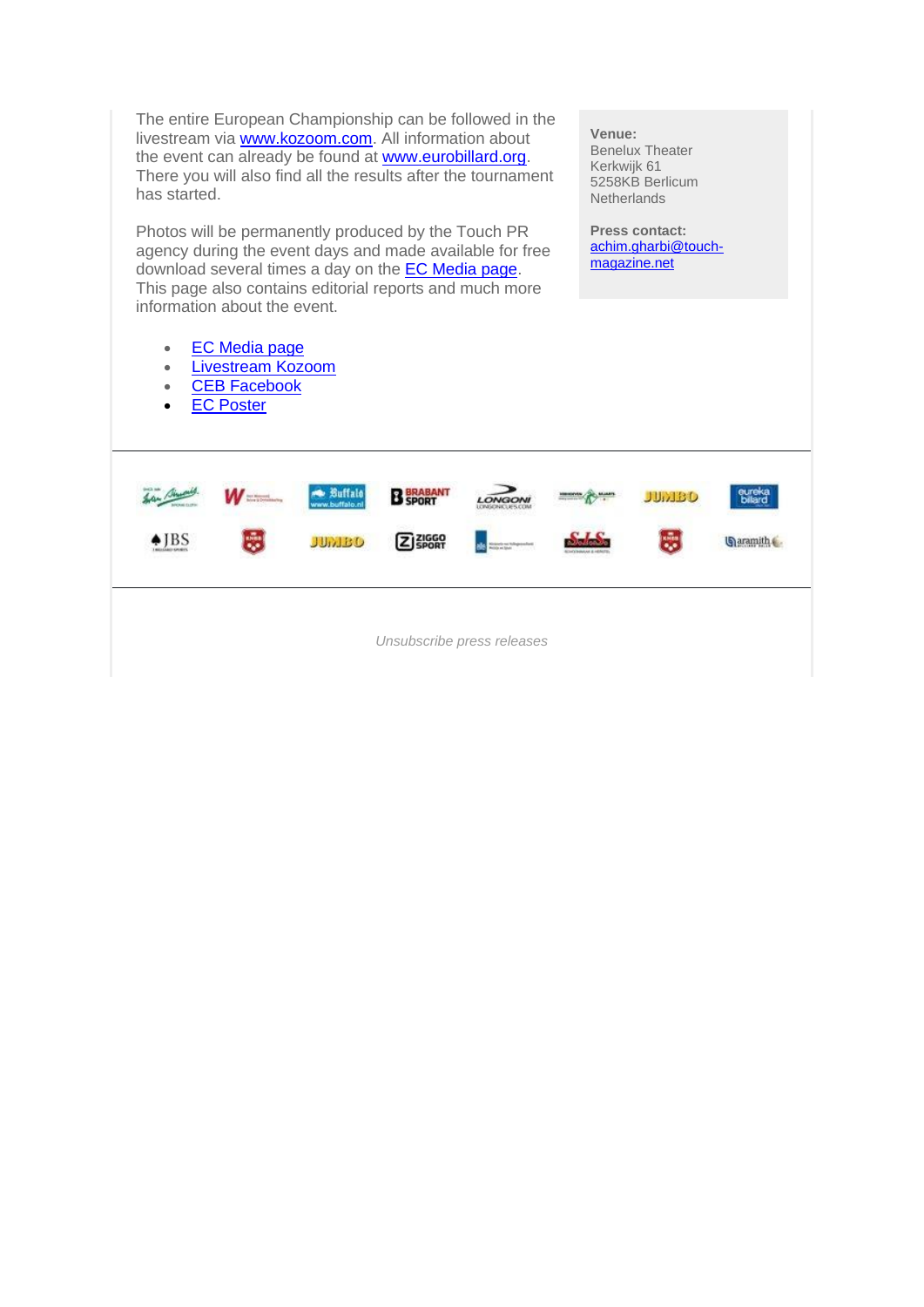The entire European Championship can be followed in the livestream via www.kozoom.com. All information about the event can already be found at www.eurobillard.org. There you will also find all the results after the tournament has started.

Photos will be permanently produced by the Touch PR agency during the event days and made available for free download several times a day on the EC Media page. This page also contains editorial reports and much more information about the event.

- EC Media page
- Livestream Kozoom
- CEB Facebook
- EC Poster

**Venue:**
Benelux Theater
Kerkwijk 61
5258KB Berlicum
Netherlands

**Press contact:**
achim.gharbi@touch-magazine.net

*Unsubscribe press releases*